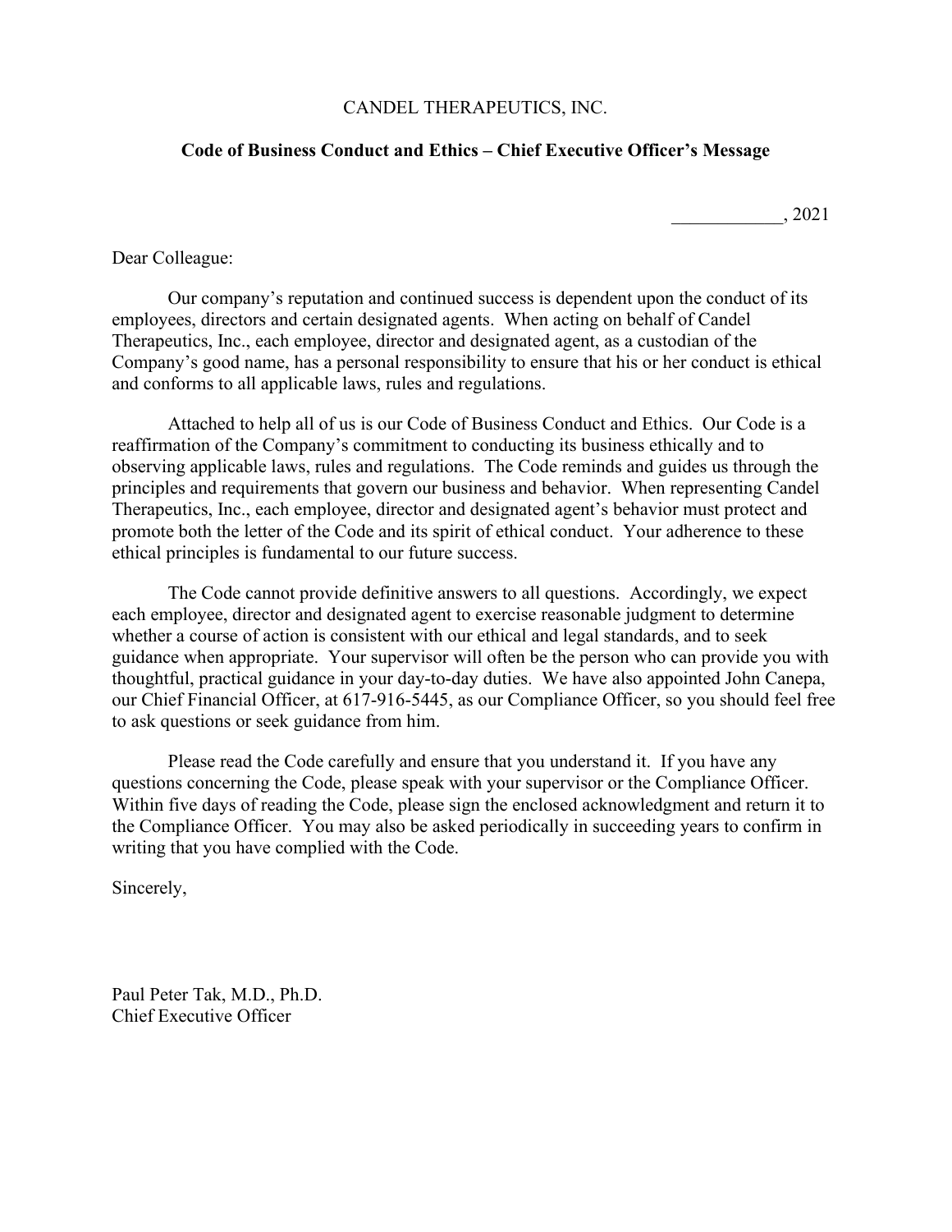CANDEL THERAPEUTICS, INC.

**Code of Business Conduct and Ethics – Chief Executive Officer's Message**

____________, 2021

Dear Colleague:

Our company's reputation and continued success is dependent upon the conduct of its employees, directors and certain designated agents. When acting on behalf of Candel Therapeutics, Inc., each employee, director and designated agent, as a custodian of the Company's good name, has a personal responsibility to ensure that his or her conduct is ethical and conforms to all applicable laws, rules and regulations.

Attached to help all of us is our Code of Business Conduct and Ethics. Our Code is a reaffirmation of the Company's commitment to conducting its business ethically and to observing applicable laws, rules and regulations. The Code reminds and guides us through the principles and requirements that govern our business and behavior. When representing Candel Therapeutics, Inc., each employee, director and designated agent's behavior must protect and promote both the letter of the Code and its spirit of ethical conduct. Your adherence to these ethical principles is fundamental to our future success.

The Code cannot provide definitive answers to all questions. Accordingly, we expect each employee, director and designated agent to exercise reasonable judgment to determine whether a course of action is consistent with our ethical and legal standards, and to seek guidance when appropriate. Your supervisor will often be the person who can provide you with thoughtful, practical guidance in your day-to-day duties. We have also appointed John Canepa, our Chief Financial Officer, at 617-916-5445, as our Compliance Officer, so you should feel free to ask questions or seek guidance from him.

Please read the Code carefully and ensure that you understand it. If you have any questions concerning the Code, please speak with your supervisor or the Compliance Officer. Within five days of reading the Code, please sign the enclosed acknowledgment and return it to the Compliance Officer. You may also be asked periodically in succeeding years to confirm in writing that you have complied with the Code.

Sincerely,

Paul Peter Tak, M.D., Ph.D.
Chief Executive Officer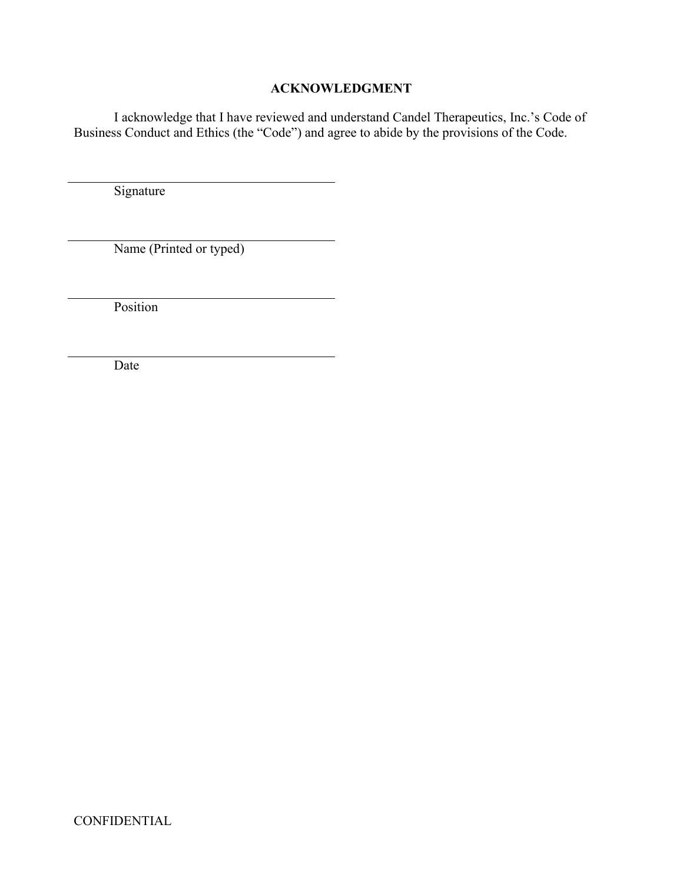**ACKNOWLEDGMENT**

I acknowledge that I have reviewed and understand Candel Therapeutics, Inc.'s Code of Business Conduct and Ethics (the "Code") and agree to abide by the provisions of the Code.

\_\_\_\_\_\_\_\_\_\_\_\_\_\_\_\_\_\_\_\_\_\_\_\_\_\_\_\_\_\_\_\_\_\_\_\_\_\_\_\_

Signature

\_\_\_\_\_\_\_\_\_\_\_\_\_\_\_\_\_\_\_\_\_\_\_\_\_\_\_\_\_\_\_\_\_\_\_\_\_\_\_\_

Name (Printed or typed)

\_\_\_\_\_\_\_\_\_\_\_\_\_\_\_\_\_\_\_\_\_\_\_\_\_\_\_\_\_\_\_\_\_\_\_\_\_\_\_\_

Position

\_\_\_\_\_\_\_\_\_\_\_\_\_\_\_\_\_\_\_\_\_\_\_\_\_\_\_\_\_\_\_\_\_\_\_\_\_\_\_\_

Date

CONFIDENTIAL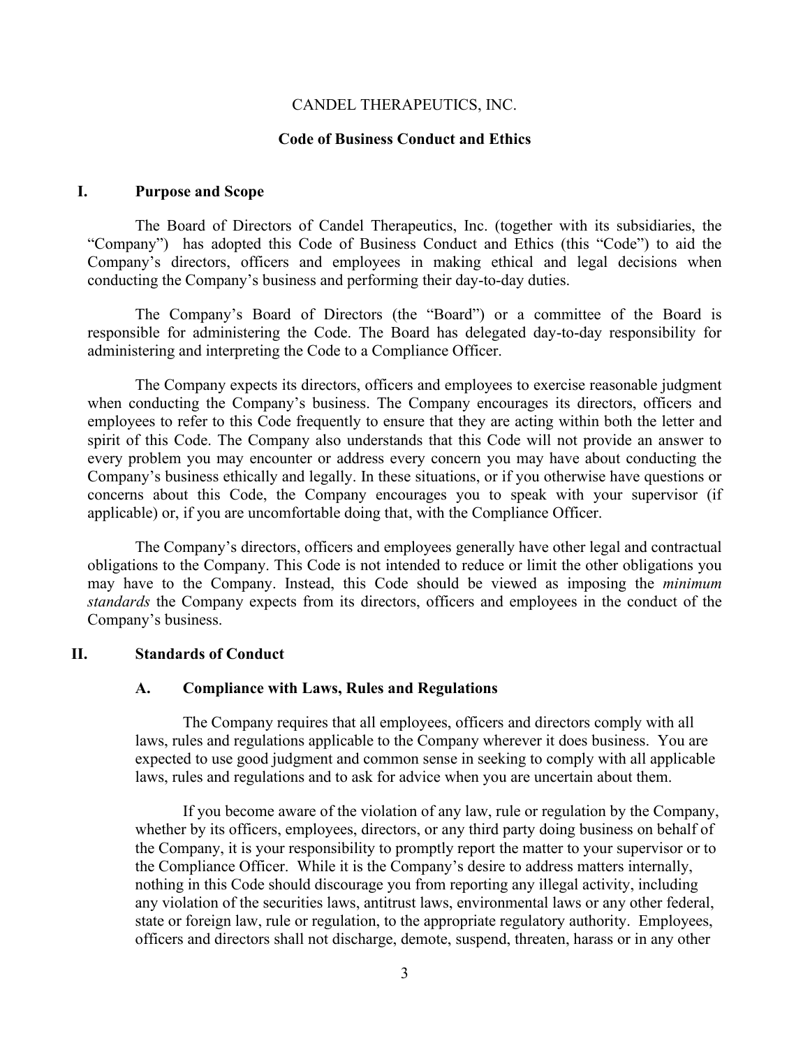CANDEL THERAPEUTICS, INC.

**Code of Business Conduct and Ethics**

## I. Purpose and Scope

The Board of Directors of Candel Therapeutics, Inc. (together with its subsidiaries, the "Company") has adopted this Code of Business Conduct and Ethics (this "Code") to aid the Company's directors, officers and employees in making ethical and legal decisions when conducting the Company's business and performing their day-to-day duties.

The Company's Board of Directors (the "Board") or a committee of the Board is responsible for administering the Code. The Board has delegated day-to-day responsibility for administering and interpreting the Code to a Compliance Officer.

The Company expects its directors, officers and employees to exercise reasonable judgment when conducting the Company's business. The Company encourages its directors, officers and employees to refer to this Code frequently to ensure that they are acting within both the letter and spirit of this Code. The Company also understands that this Code will not provide an answer to every problem you may encounter or address every concern you may have about conducting the Company's business ethically and legally. In these situations, or if you otherwise have questions or concerns about this Code, the Company encourages you to speak with your supervisor (if applicable) or, if you are uncomfortable doing that, with the Compliance Officer.

The Company's directors, officers and employees generally have other legal and contractual obligations to the Company. This Code is not intended to reduce or limit the other obligations you may have to the Company. Instead, this Code should be viewed as imposing the *minimum standards* the Company expects from its directors, officers and employees in the conduct of the Company's business.

## II. Standards of Conduct

### A. Compliance with Laws, Rules and Regulations

The Company requires that all employees, officers and directors comply with all laws, rules and regulations applicable to the Company wherever it does business. You are expected to use good judgment and common sense in seeking to comply with all applicable laws, rules and regulations and to ask for advice when you are uncertain about them.

If you become aware of the violation of any law, rule or regulation by the Company, whether by its officers, employees, directors, or any third party doing business on behalf of the Company, it is your responsibility to promptly report the matter to your supervisor or to the Compliance Officer. While it is the Company's desire to address matters internally, nothing in this Code should discourage you from reporting any illegal activity, including any violation of the securities laws, antitrust laws, environmental laws or any other federal, state or foreign law, rule or regulation, to the appropriate regulatory authority. Employees, officers and directors shall not discharge, demote, suspend, threaten, harass or in any other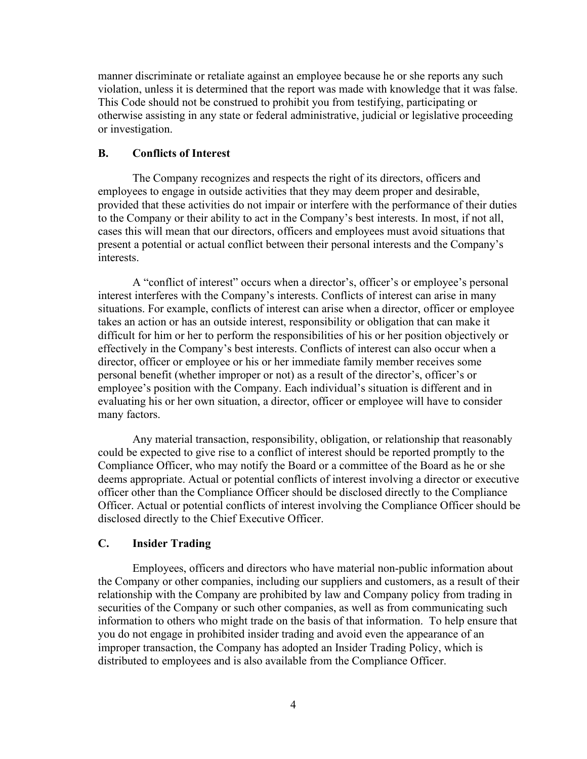manner discriminate or retaliate against an employee because he or she reports any such violation, unless it is determined that the report was made with knowledge that it was false. This Code should not be construed to prohibit you from testifying, participating or otherwise assisting in any state or federal administrative, judicial or legislative proceeding or investigation.

## B. Conflicts of Interest

The Company recognizes and respects the right of its directors, officers and employees to engage in outside activities that they may deem proper and desirable, provided that these activities do not impair or interfere with the performance of their duties to the Company or their ability to act in the Company's best interests. In most, if not all, cases this will mean that our directors, officers and employees must avoid situations that present a potential or actual conflict between their personal interests and the Company's interests.

A "conflict of interest" occurs when a director's, officer's or employee's personal interest interferes with the Company's interests. Conflicts of interest can arise in many situations. For example, conflicts of interest can arise when a director, officer or employee takes an action or has an outside interest, responsibility or obligation that can make it difficult for him or her to perform the responsibilities of his or her position objectively or effectively in the Company's best interests. Conflicts of interest can also occur when a director, officer or employee or his or her immediate family member receives some personal benefit (whether improper or not) as a result of the director's, officer's or employee's position with the Company. Each individual's situation is different and in evaluating his or her own situation, a director, officer or employee will have to consider many factors.

Any material transaction, responsibility, obligation, or relationship that reasonably could be expected to give rise to a conflict of interest should be reported promptly to the Compliance Officer, who may notify the Board or a committee of the Board as he or she deems appropriate. Actual or potential conflicts of interest involving a director or executive officer other than the Compliance Officer should be disclosed directly to the Compliance Officer. Actual or potential conflicts of interest involving the Compliance Officer should be disclosed directly to the Chief Executive Officer.

## C. Insider Trading

Employees, officers and directors who have material non-public information about the Company or other companies, including our suppliers and customers, as a result of their relationship with the Company are prohibited by law and Company policy from trading in securities of the Company or such other companies, as well as from communicating such information to others who might trade on the basis of that information. To help ensure that you do not engage in prohibited insider trading and avoid even the appearance of an improper transaction, the Company has adopted an Insider Trading Policy, which is distributed to employees and is also available from the Compliance Officer.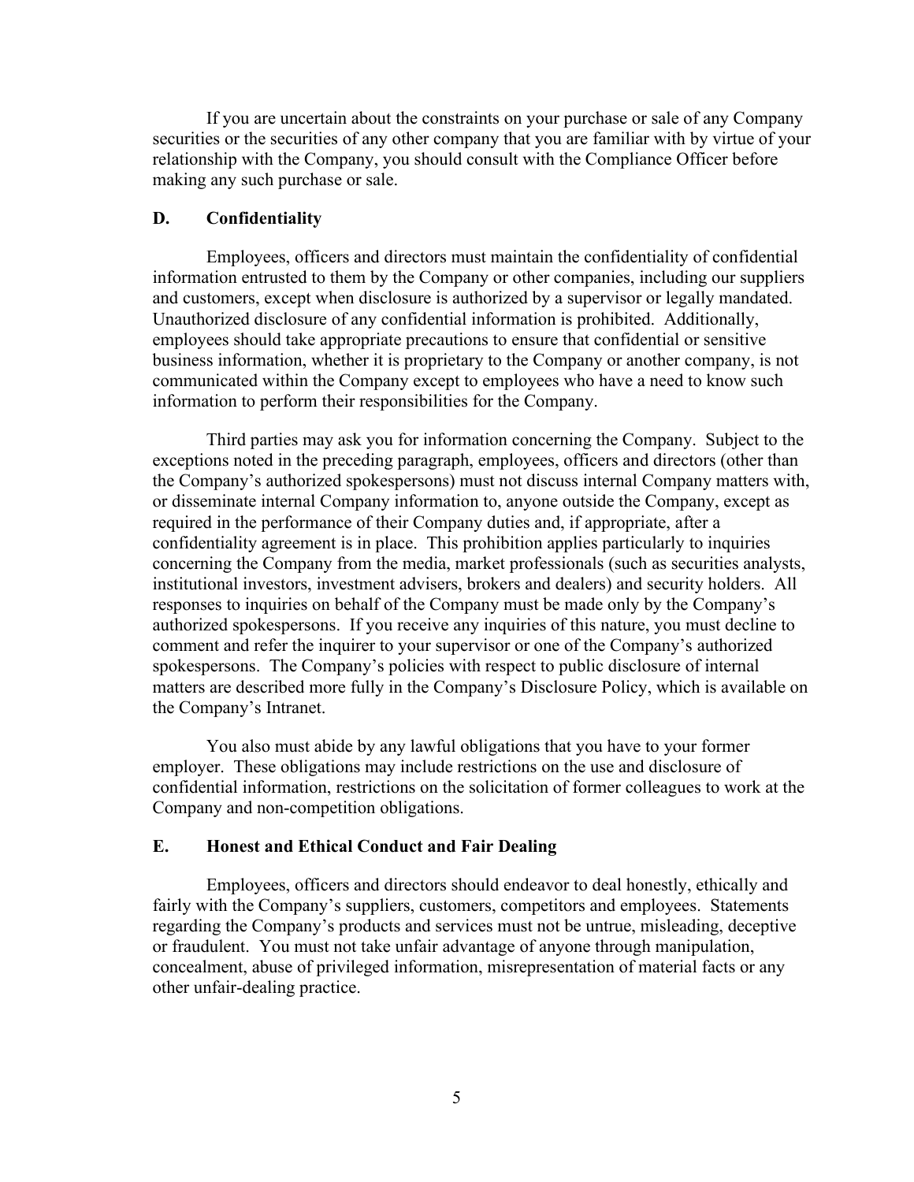If you are uncertain about the constraints on your purchase or sale of any Company securities or the securities of any other company that you are familiar with by virtue of your relationship with the Company, you should consult with the Compliance Officer before making any such purchase or sale.

### D. Confidentiality

Employees, officers and directors must maintain the confidentiality of confidential information entrusted to them by the Company or other companies, including our suppliers and customers, except when disclosure is authorized by a supervisor or legally mandated. Unauthorized disclosure of any confidential information is prohibited. Additionally, employees should take appropriate precautions to ensure that confidential or sensitive business information, whether it is proprietary to the Company or another company, is not communicated within the Company except to employees who have a need to know such information to perform their responsibilities for the Company.

Third parties may ask you for information concerning the Company. Subject to the exceptions noted in the preceding paragraph, employees, officers and directors (other than the Company's authorized spokespersons) must not discuss internal Company matters with, or disseminate internal Company information to, anyone outside the Company, except as required in the performance of their Company duties and, if appropriate, after a confidentiality agreement is in place. This prohibition applies particularly to inquiries concerning the Company from the media, market professionals (such as securities analysts, institutional investors, investment advisers, brokers and dealers) and security holders. All responses to inquiries on behalf of the Company must be made only by the Company's authorized spokespersons. If you receive any inquiries of this nature, you must decline to comment and refer the inquirer to your supervisor or one of the Company's authorized spokespersons. The Company's policies with respect to public disclosure of internal matters are described more fully in the Company's Disclosure Policy, which is available on the Company's Intranet.

You also must abide by any lawful obligations that you have to your former employer. These obligations may include restrictions on the use and disclosure of confidential information, restrictions on the solicitation of former colleagues to work at the Company and non-competition obligations.

### E. Honest and Ethical Conduct and Fair Dealing

Employees, officers and directors should endeavor to deal honestly, ethically and fairly with the Company's suppliers, customers, competitors and employees. Statements regarding the Company's products and services must not be untrue, misleading, deceptive or fraudulent. You must not take unfair advantage of anyone through manipulation, concealment, abuse of privileged information, misrepresentation of material facts or any other unfair-dealing practice.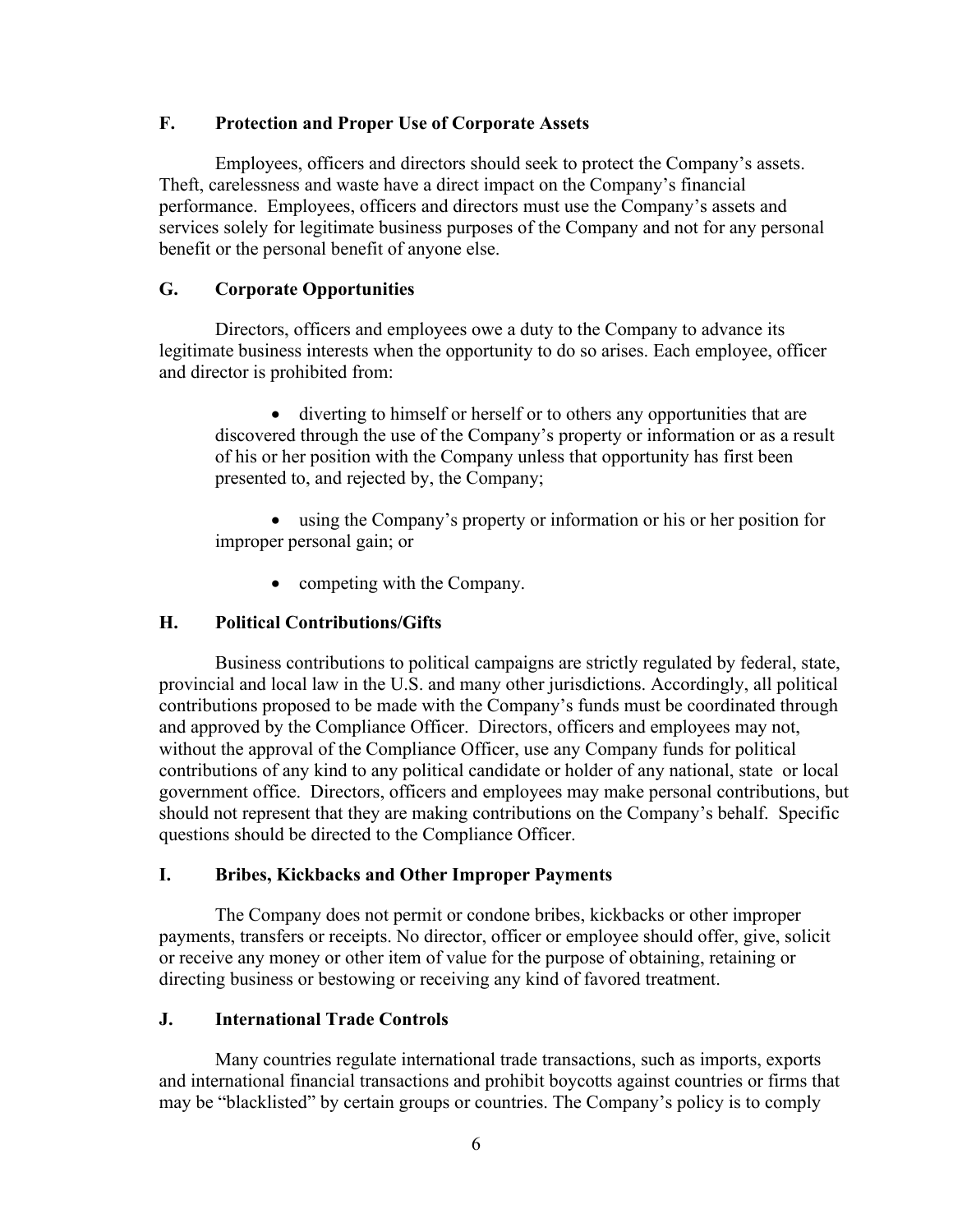## F. Protection and Proper Use of Corporate Assets

Employees, officers and directors should seek to protect the Company's assets. Theft, carelessness and waste have a direct impact on the Company's financial performance. Employees, officers and directors must use the Company's assets and services solely for legitimate business purposes of the Company and not for any personal benefit or the personal benefit of anyone else.

## G. Corporate Opportunities

Directors, officers and employees owe a duty to the Company to advance its legitimate business interests when the opportunity to do so arises. Each employee, officer and director is prohibited from:

- diverting to himself or herself or to others any opportunities that are discovered through the use of the Company's property or information or as a result of his or her position with the Company unless that opportunity has first been presented to, and rejected by, the Company;
- using the Company's property or information or his or her position for improper personal gain; or
- competing with the Company.

## H. Political Contributions/Gifts

Business contributions to political campaigns are strictly regulated by federal, state, provincial and local law in the U.S. and many other jurisdictions. Accordingly, all political contributions proposed to be made with the Company's funds must be coordinated through and approved by the Compliance Officer. Directors, officers and employees may not, without the approval of the Compliance Officer, use any Company funds for political contributions of any kind to any political candidate or holder of any national, state or local government office. Directors, officers and employees may make personal contributions, but should not represent that they are making contributions on the Company's behalf. Specific questions should be directed to the Compliance Officer.

## I. Bribes, Kickbacks and Other Improper Payments

The Company does not permit or condone bribes, kickbacks or other improper payments, transfers or receipts. No director, officer or employee should offer, give, solicit or receive any money or other item of value for the purpose of obtaining, retaining or directing business or bestowing or receiving any kind of favored treatment.

## J. International Trade Controls

Many countries regulate international trade transactions, such as imports, exports and international financial transactions and prohibit boycotts against countries or firms that may be "blacklisted" by certain groups or countries. The Company's policy is to comply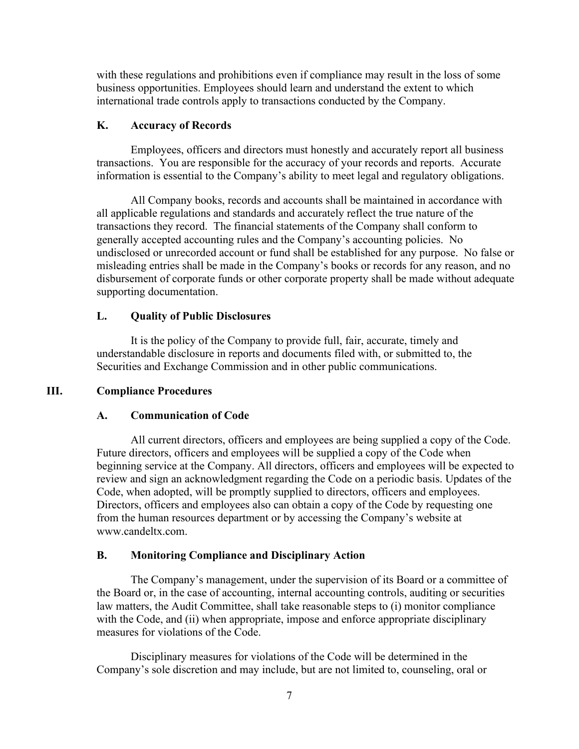with these regulations and prohibitions even if compliance may result in the loss of some business opportunities. Employees should learn and understand the extent to which international trade controls apply to transactions conducted by the Company.

### K. Accuracy of Records

Employees, officers and directors must honestly and accurately report all business transactions. You are responsible for the accuracy of your records and reports. Accurate information is essential to the Company's ability to meet legal and regulatory obligations.

All Company books, records and accounts shall be maintained in accordance with all applicable regulations and standards and accurately reflect the true nature of the transactions they record. The financial statements of the Company shall conform to generally accepted accounting rules and the Company's accounting policies. No undisclosed or unrecorded account or fund shall be established for any purpose. No false or misleading entries shall be made in the Company's books or records for any reason, and no disbursement of corporate funds or other corporate property shall be made without adequate supporting documentation.

### L. Quality of Public Disclosures

It is the policy of the Company to provide full, fair, accurate, timely and understandable disclosure in reports and documents filed with, or submitted to, the Securities and Exchange Commission and in other public communications.

## III. Compliance Procedures

### A. Communication of Code

All current directors, officers and employees are being supplied a copy of the Code. Future directors, officers and employees will be supplied a copy of the Code when beginning service at the Company. All directors, officers and employees will be expected to review and sign an acknowledgment regarding the Code on a periodic basis. Updates of the Code, when adopted, will be promptly supplied to directors, officers and employees. Directors, officers and employees also can obtain a copy of the Code by requesting one from the human resources department or by accessing the Company's website at www.candeltx.com.

### B. Monitoring Compliance and Disciplinary Action

The Company's management, under the supervision of its Board or a committee of the Board or, in the case of accounting, internal accounting controls, auditing or securities law matters, the Audit Committee, shall take reasonable steps to (i) monitor compliance with the Code, and (ii) when appropriate, impose and enforce appropriate disciplinary measures for violations of the Code.

Disciplinary measures for violations of the Code will be determined in the Company's sole discretion and may include, but are not limited to, counseling, oral or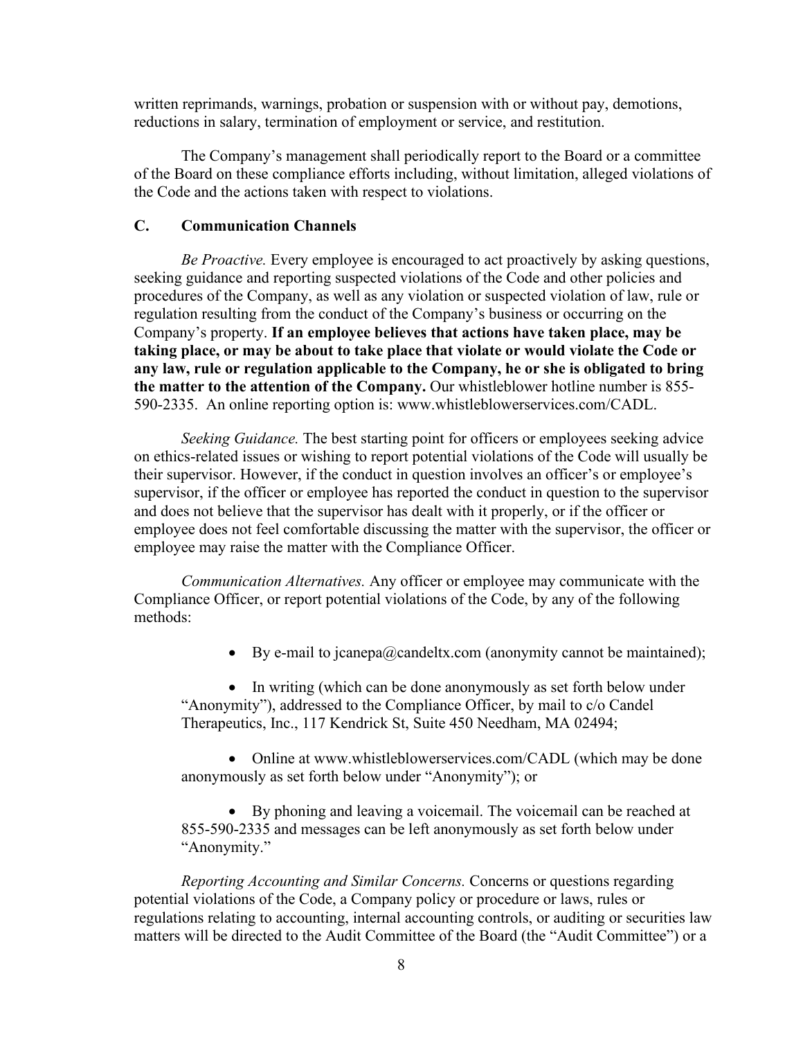written reprimands, warnings, probation or suspension with or without pay, demotions, reductions in salary, termination of employment or service, and restitution.

The Company's management shall periodically report to the Board or a committee of the Board on these compliance efforts including, without limitation, alleged violations of the Code and the actions taken with respect to violations.

### C. Communication Channels

*Be Proactive.* Every employee is encouraged to act proactively by asking questions, seeking guidance and reporting suspected violations of the Code and other policies and procedures of the Company, as well as any violation or suspected violation of law, rule or regulation resulting from the conduct of the Company's business or occurring on the Company's property. **If an employee believes that actions have taken place, may be taking place, or may be about to take place that violate or would violate the Code or any law, rule or regulation applicable to the Company, he or she is obligated to bring the matter to the attention of the Company.** Our whistleblower hotline number is 855-590-2335. An online reporting option is: www.whistleblowerservices.com/CADL.

*Seeking Guidance.* The best starting point for officers or employees seeking advice on ethics-related issues or wishing to report potential violations of the Code will usually be their supervisor. However, if the conduct in question involves an officer's or employee's supervisor, if the officer or employee has reported the conduct in question to the supervisor and does not believe that the supervisor has dealt with it properly, or if the officer or employee does not feel comfortable discussing the matter with the supervisor, the officer or employee may raise the matter with the Compliance Officer.

*Communication Alternatives.* Any officer or employee may communicate with the Compliance Officer, or report potential violations of the Code, by any of the following methods:

- By e-mail to jcanepa@candeltx.com (anonymity cannot be maintained);
- In writing (which can be done anonymously as set forth below under "Anonymity"), addressed to the Compliance Officer, by mail to c/o Candel Therapeutics, Inc., 117 Kendrick St, Suite 450 Needham, MA 02494;
- Online at www.whistleblowerservices.com/CADL (which may be done anonymously as set forth below under "Anonymity"); or
- By phoning and leaving a voicemail. The voicemail can be reached at 855-590-2335 and messages can be left anonymously as set forth below under "Anonymity."

*Reporting Accounting and Similar Concerns.* Concerns or questions regarding potential violations of the Code, a Company policy or procedure or laws, rules or regulations relating to accounting, internal accounting controls, or auditing or securities law matters will be directed to the Audit Committee of the Board (the "Audit Committee") or a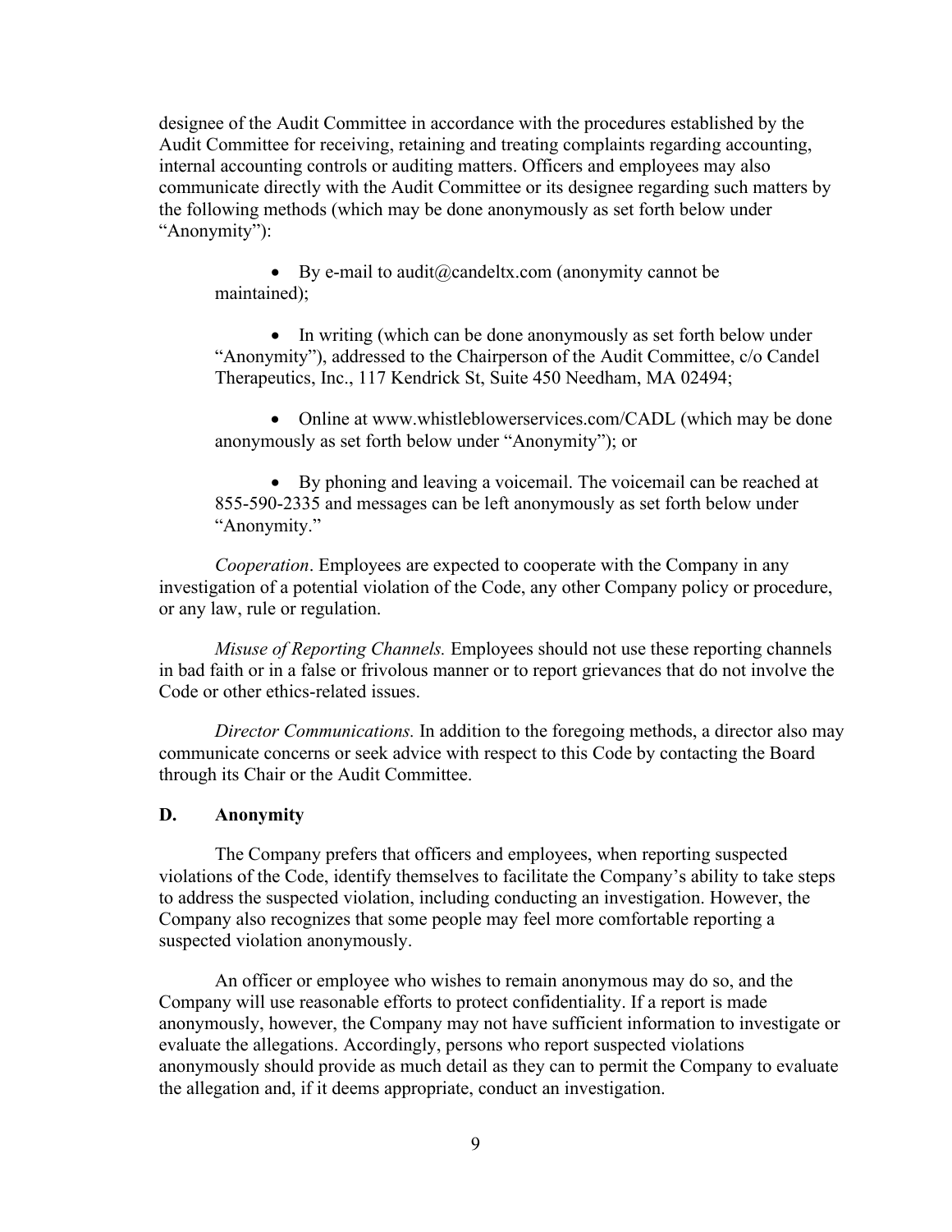designee of the Audit Committee in accordance with the procedures established by the Audit Committee for receiving, retaining and treating complaints regarding accounting, internal accounting controls or auditing matters. Officers and employees may also communicate directly with the Audit Committee or its designee regarding such matters by the following methods (which may be done anonymously as set forth below under "Anonymity"):

- By e-mail to audit@candeltx.com (anonymity cannot be maintained);
- In writing (which can be done anonymously as set forth below under "Anonymity"), addressed to the Chairperson of the Audit Committee, c/o Candel Therapeutics, Inc., 117 Kendrick St, Suite 450 Needham, MA 02494;
- Online at www.whistleblowerservices.com/CADL (which may be done anonymously as set forth below under "Anonymity"); or
- By phoning and leaving a voicemail. The voicemail can be reached at 855-590-2335 and messages can be left anonymously as set forth below under "Anonymity."

*Cooperation*. Employees are expected to cooperate with the Company in any investigation of a potential violation of the Code, any other Company policy or procedure, or any law, rule or regulation.

*Misuse of Reporting Channels.* Employees should not use these reporting channels in bad faith or in a false or frivolous manner or to report grievances that do not involve the Code or other ethics-related issues.

*Director Communications.* In addition to the foregoing methods, a director also may communicate concerns or seek advice with respect to this Code by contacting the Board through its Chair or the Audit Committee.

## D. Anonymity

The Company prefers that officers and employees, when reporting suspected violations of the Code, identify themselves to facilitate the Company's ability to take steps to address the suspected violation, including conducting an investigation. However, the Company also recognizes that some people may feel more comfortable reporting a suspected violation anonymously.

An officer or employee who wishes to remain anonymous may do so, and the Company will use reasonable efforts to protect confidentiality. If a report is made anonymously, however, the Company may not have sufficient information to investigate or evaluate the allegations. Accordingly, persons who report suspected violations anonymously should provide as much detail as they can to permit the Company to evaluate the allegation and, if it deems appropriate, conduct an investigation.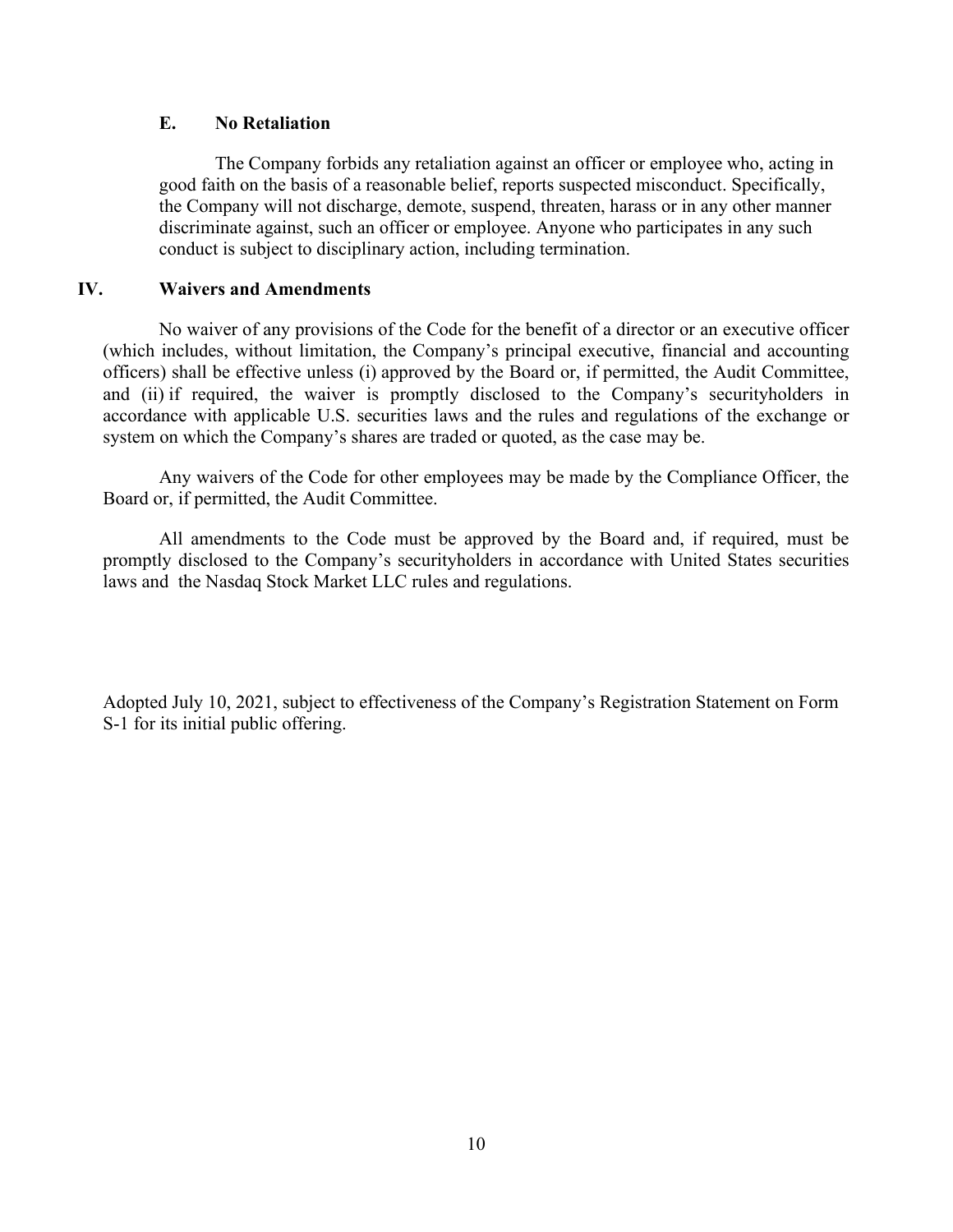### E. No Retaliation

The Company forbids any retaliation against an officer or employee who, acting in good faith on the basis of a reasonable belief, reports suspected misconduct. Specifically, the Company will not discharge, demote, suspend, threaten, harass or in any other manner discriminate against, such an officer or employee. Anyone who participates in any such conduct is subject to disciplinary action, including termination.

## IV. Waivers and Amendments

No waiver of any provisions of the Code for the benefit of a director or an executive officer (which includes, without limitation, the Company's principal executive, financial and accounting officers) shall be effective unless (i) approved by the Board or, if permitted, the Audit Committee, and (ii) if required, the waiver is promptly disclosed to the Company's securityholders in accordance with applicable U.S. securities laws and the rules and regulations of the exchange or system on which the Company's shares are traded or quoted, as the case may be.

Any waivers of the Code for other employees may be made by the Compliance Officer, the Board or, if permitted, the Audit Committee.

All amendments to the Code must be approved by the Board and, if required, must be promptly disclosed to the Company's securityholders in accordance with United States securities laws and the Nasdaq Stock Market LLC rules and regulations.

Adopted July 10, 2021, subject to effectiveness of the Company's Registration Statement on Form S-1 for its initial public offering.